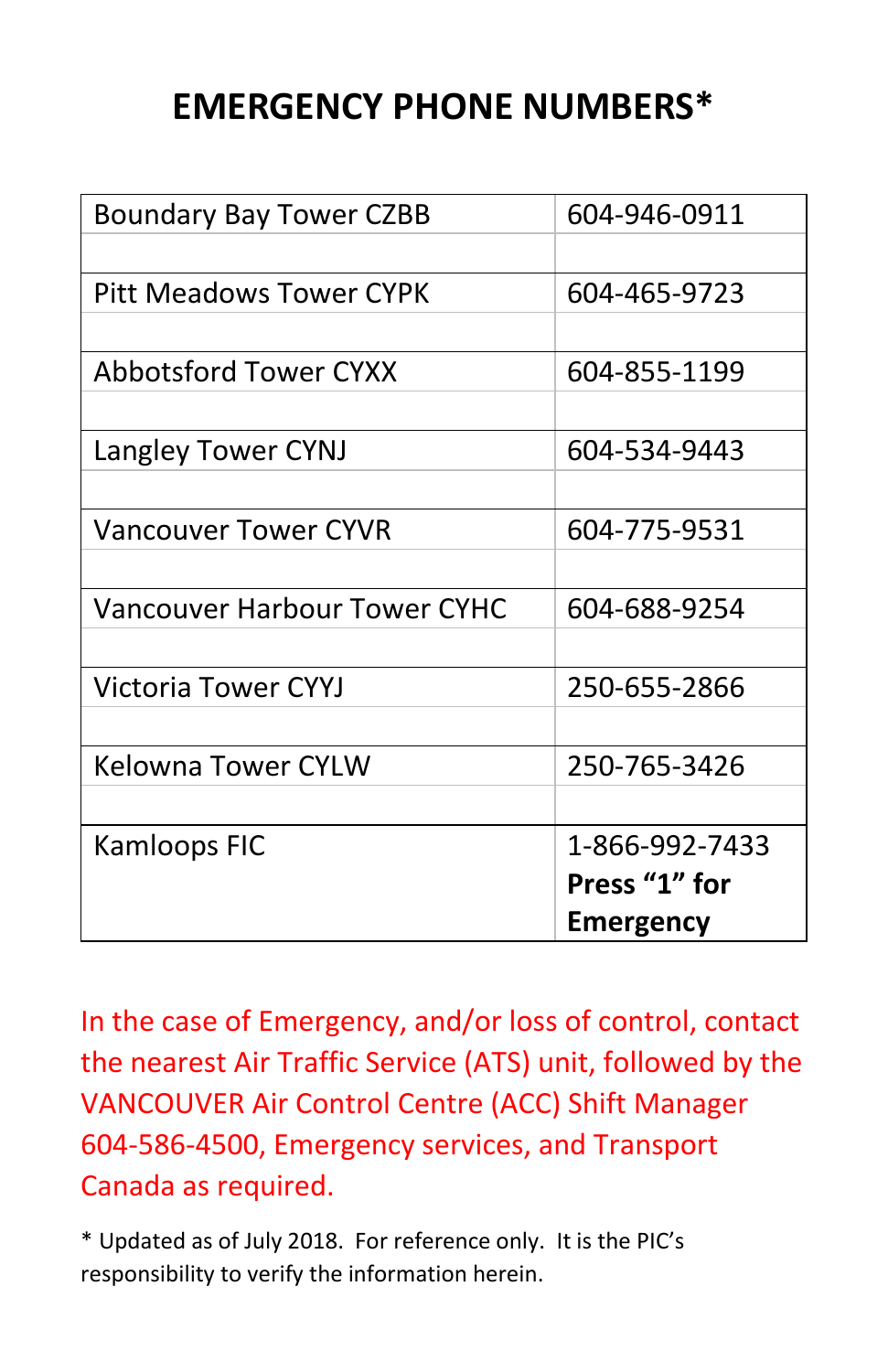# EMERGENCY PHONE NUMBERS*

| | |
|---|---|
| Boundary Bay Tower CZBB | 604-946-0911 |
| Pitt Meadows Tower CYPK | 604-465-9723 |
| Abbotsford Tower CYXX | 604-855-1199 |
| Langley Tower CYNJ | 604-534-9443 |
| Vancouver Tower CYVR | 604-775-9531 |
| Vancouver Harbour Tower CYHC | 604-688-9254 |
| Victoria Tower CYYJ | 250-655-2866 |
| Kelowna Tower CYLW | 250-765-3426 |
| Kamloops FIC | 1-866-992-7433 **Press "1" for Emergency** |

In the case of Emergency, and/or loss of control, contact the nearest Air Traffic Service (ATS) unit, followed by the VANCOUVER Air Control Centre (ACC) Shift Manager 604-586-4500, Emergency services, and Transport Canada as required.

* Updated as of July 2018. For reference only. It is the PIC's responsibility to verify the information herein.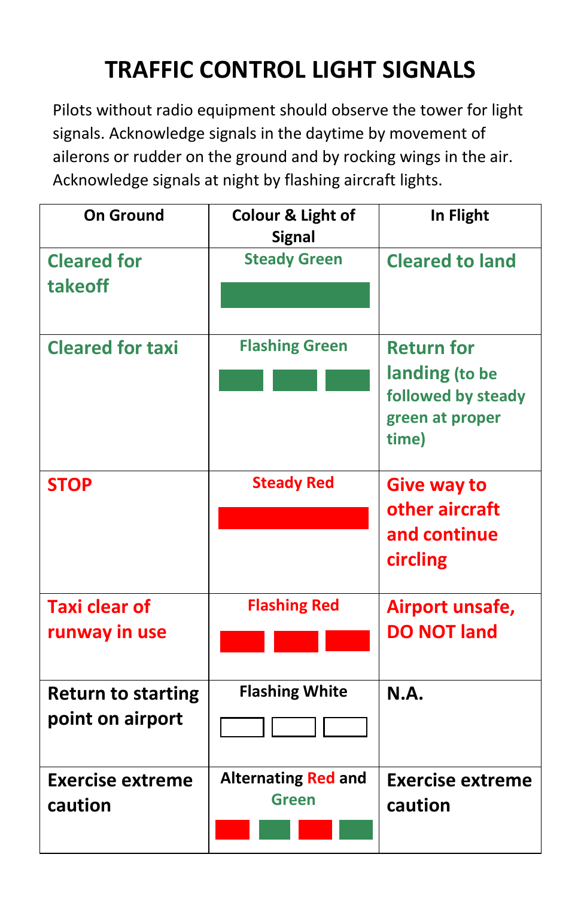# TRAFFIC CONTROL LIGHT SIGNALS

Pilots without radio equipment should observe the tower for light signals. Acknowledge signals in the daytime by movement of ailerons or rudder on the ground and by rocking wings in the air. Acknowledge signals at night by flashing aircraft lights.

| On Ground | Colour & Light of Signal | In Flight |
|---|---|---|
| Cleared for takeoff | Steady Green | Cleared to land |
| Cleared for taxi | Flashing Green | Return for landing (to be followed by steady green at proper time) |
| STOP | Steady Red | Give way to other aircraft and continue circling |
| Taxi clear of runway in use | Flashing Red | Airport unsafe, DO NOT land |
| Return to starting point on airport | Flashing White | N.A. |
| Exercise extreme caution | Alternating Red and Green | Exercise extreme caution |